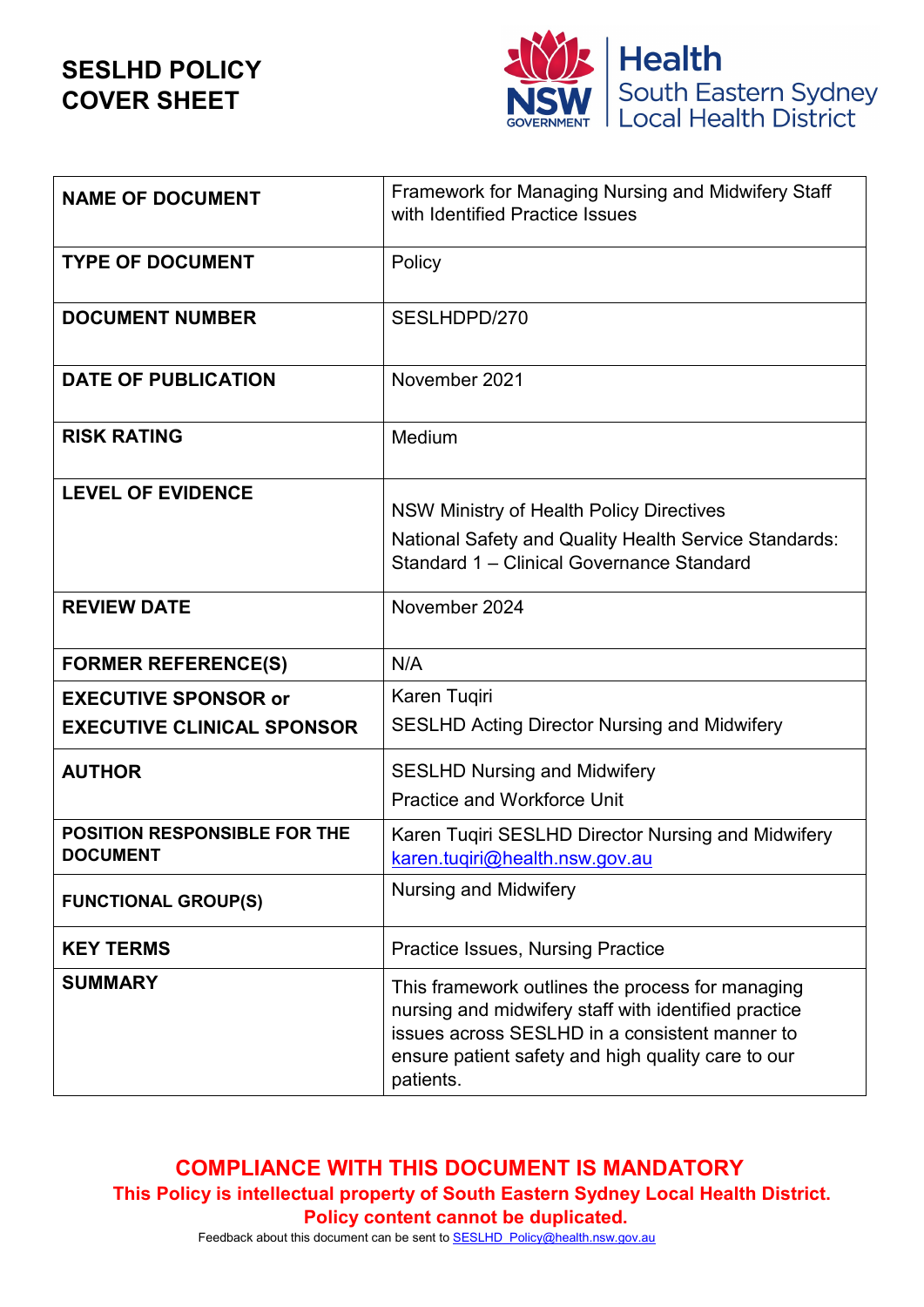# SESLHD POLICY COVER SHEET

Health
South Eastern Sydney
Local Health District

| NAME OF DOCUMENT | Framework for Managing Nursing and Midwifery Staff with Identified Practice Issues |
|---|---|
| TYPE OF DOCUMENT | Policy |
| DOCUMENT NUMBER | SESLHDPD/270 |
| DATE OF PUBLICATION | November 2021 |
| RISK RATING | Medium |
| LEVEL OF EVIDENCE | NSW Ministry of Health Policy Directives<br>National Safety and Quality Health Service Standards: Standard 1 – Clinical Governance Standard |
| REVIEW DATE | November 2024 |
| FORMER REFERENCE(S) | N/A |
| EXECUTIVE SPONSOR or<br>EXECUTIVE CLINICAL SPONSOR | Karen Tuqiri<br>SESLHD Acting Director Nursing and Midwifery |
| AUTHOR | SESLHD Nursing and Midwifery<br>Practice and Workforce Unit |
| POSITION RESPONSIBLE FOR THE DOCUMENT | Karen Tuqiri SESLHD Director Nursing and Midwifery<br>karen.tuqiri@health.nsw.gov.au |
| FUNCTIONAL GROUP(S) | Nursing and Midwifery |
| KEY TERMS | Practice Issues, Nursing Practice |
| SUMMARY | This framework outlines the process for managing nursing and midwifery staff with identified practice issues across SESLHD in a consistent manner to ensure patient safety and high quality care to our patients. |

**COMPLIANCE WITH THIS DOCUMENT IS MANDATORY**

**This Policy is intellectual property of South Eastern Sydney Local Health District.**

**Policy content cannot be duplicated.**

Feedback about this document can be sent to SESLHD_Policy@health.nsw.gov.au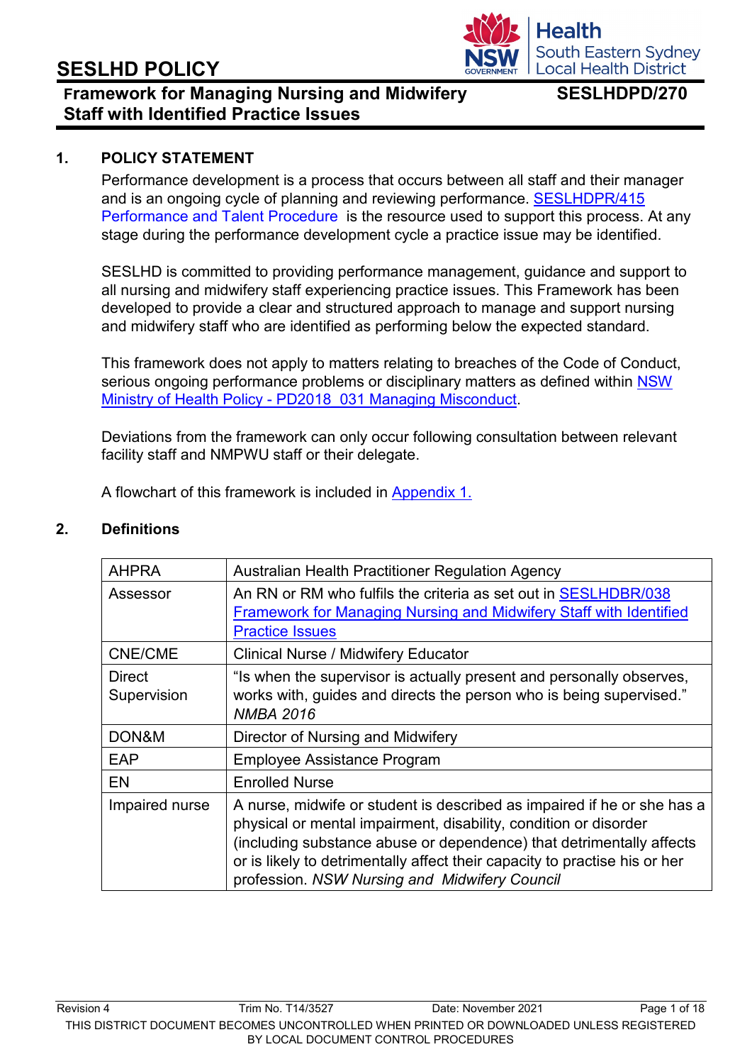# SESLHD POLICY

## Framework for Managing Nursing and Midwifery Staff with Identified Practice Issues

**SESLHDPD/270**

## 1. POLICY STATEMENT

Performance development is a process that occurs between all staff and their manager and is an ongoing cycle of planning and reviewing performance. SESLHDPR/415 Performance and Talent Procedure is the resource used to support this process. At any stage during the performance development cycle a practice issue may be identified.

SESLHD is committed to providing performance management, guidance and support to all nursing and midwifery staff experiencing practice issues. This Framework has been developed to provide a clear and structured approach to manage and support nursing and midwifery staff who are identified as performing below the expected standard.

This framework does not apply to matters relating to breaches of the Code of Conduct, serious ongoing performance problems or disciplinary matters as defined within NSW Ministry of Health Policy - PD2018_031 Managing Misconduct.

Deviations from the framework can only occur following consultation between relevant facility staff and NMPWU staff or their delegate.

A flowchart of this framework is included in Appendix 1.

## 2. Definitions

| | |
|---|---|
| AHPRA | Australian Health Practitioner Regulation Agency |
| Assessor | An RN or RM who fulfils the criteria as set out in SESLHDBR/038 Framework for Managing Nursing and Midwifery Staff with Identified Practice Issues |
| CNE/CME | Clinical Nurse / Midwifery Educator |
| Direct Supervision | "Is when the supervisor is actually present and personally observes, works with, guides and directs the person who is being supervised." *NMBA 2016* |
| DON&M | Director of Nursing and Midwifery |
| EAP | Employee Assistance Program |
| EN | Enrolled Nurse |
| Impaired nurse | A nurse, midwife or student is described as impaired if he or she has a physical or mental impairment, disability, condition or disorder (including substance abuse or dependence) that detrimentally affects or is likely to detrimentally affect their capacity to practise his or her profession. *NSW Nursing and Midwifery Council* |

Revision 4 | Trim No. T14/3527 | Date: November 2021

THIS DISTRICT DOCUMENT BECOMES UNCONTROLLED WHEN PRINTED OR DOWNLOADED UNLESS REGISTERED BY LOCAL DOCUMENT CONTROL PROCEDURES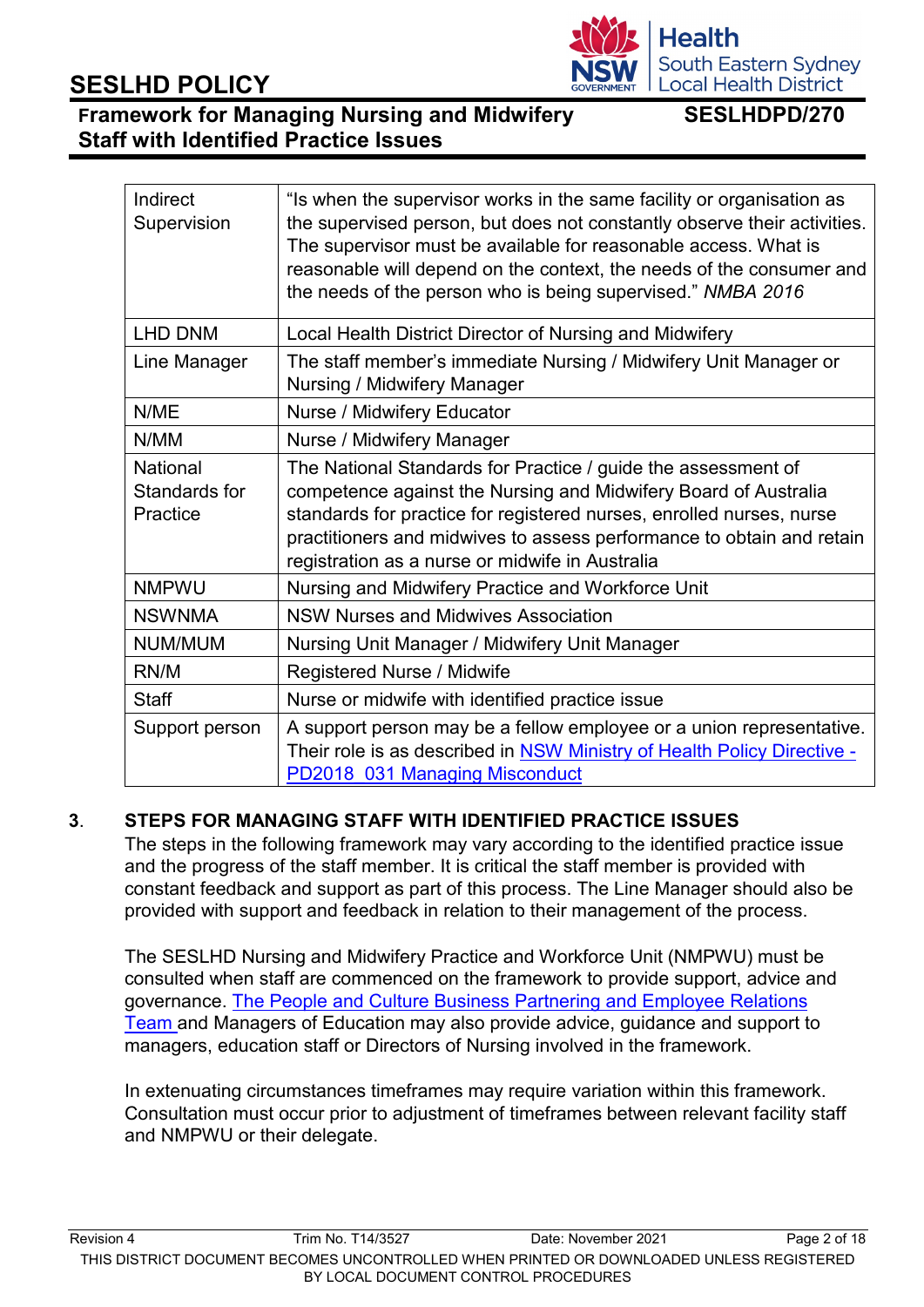| | |
|---|---|
| Indirect Supervision | "Is when the supervisor works in the same facility or organisation as the supervised person, but does not constantly observe their activities. The supervisor must be available for reasonable access. What is reasonable will depend on the context, the needs of the consumer and the needs of the person who is being supervised." *NMBA 2016* |
| LHD DNM | Local Health District Director of Nursing and Midwifery |
| Line Manager | The staff member's immediate Nursing / Midwifery Unit Manager or Nursing / Midwifery Manager |
| N/ME | Nurse / Midwifery Educator |
| N/MM | Nurse / Midwifery Manager |
| National Standards for Practice | The National Standards for Practice / guide the assessment of competence against the Nursing and Midwifery Board of Australia standards for practice for registered nurses, enrolled nurses, nurse practitioners and midwives to assess performance to obtain and retain registration as a nurse or midwife in Australia |
| NMPWU | Nursing and Midwifery Practice and Workforce Unit |
| NSWNMA | NSW Nurses and Midwives Association |
| NUM/MUM | Nursing Unit Manager / Midwifery Unit Manager |
| RN/M | Registered Nurse / Midwife |
| Staff | Nurse or midwife with identified practice issue |
| Support person | A support person may be a fellow employee or a union representative. Their role is as described in NSW Ministry of Health Policy Directive - PD2018_031 Managing Misconduct |

## 3. STEPS FOR MANAGING STAFF WITH IDENTIFIED PRACTICE ISSUES

The steps in the following framework may vary according to the identified practice issue and the progress of the staff member. It is critical the staff member is provided with constant feedback and support as part of this process. The Line Manager should also be provided with support and feedback in relation to their management of the process.

The SESLHD Nursing and Midwifery Practice and Workforce Unit (NMPWU) must be consulted when staff are commenced on the framework to provide support, advice and governance. The People and Culture Business Partnering and Employee Relations Team and Managers of Education may also provide advice, guidance and support to managers, education staff or Directors of Nursing involved in the framework.

In extenuating circumstances timeframes may require variation within this framework. Consultation must occur prior to adjustment of timeframes between relevant facility staff and NMPWU or their delegate.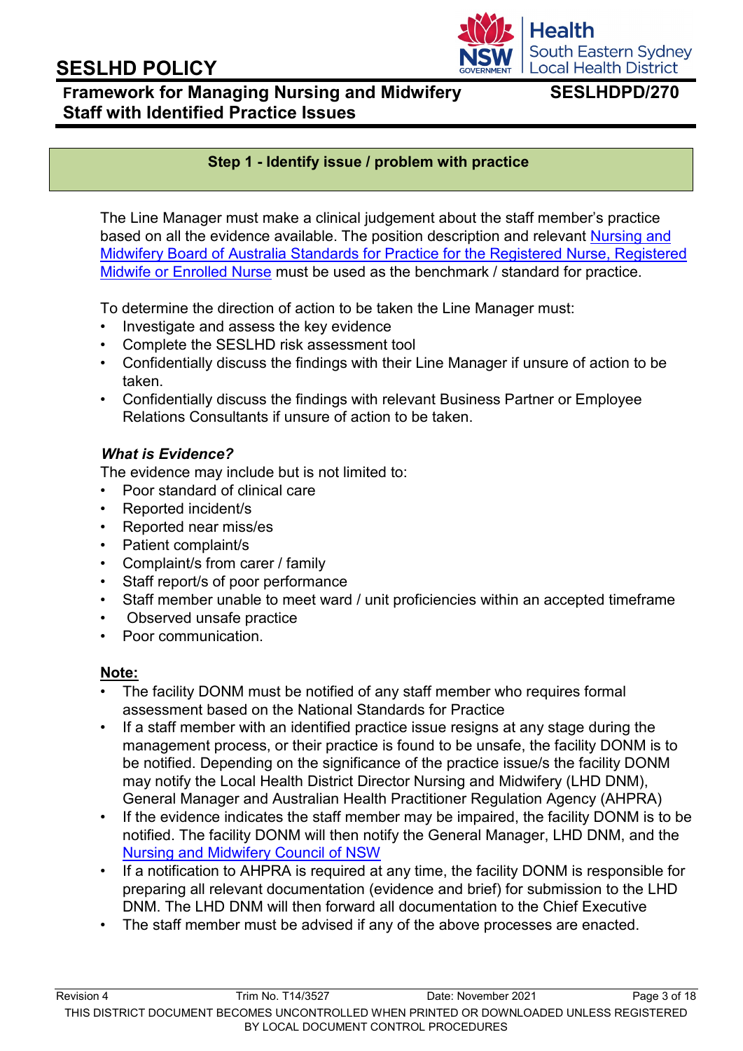## Step 1 - Identify issue / problem with practice

The Line Manager must make a clinical judgement about the staff member's practice based on all the evidence available. The position description and relevant Nursing and Midwifery Board of Australia Standards for Practice for the Registered Nurse, Registered Midwife or Enrolled Nurse must be used as the benchmark / standard for practice.

To determine the direction of action to be taken the Line Manager must:

- Investigate and assess the key evidence
- Complete the SESLHD risk assessment tool
- Confidentially discuss the findings with their Line Manager if unsure of action to be taken.
- Confidentially discuss the findings with relevant Business Partner or Employee Relations Consultants if unsure of action to be taken.

***What is Evidence?***

The evidence may include but is not limited to:

- Poor standard of clinical care
- Reported incident/s
- Reported near miss/es
- Patient complaint/s
- Complaint/s from carer / family
- Staff report/s of poor performance
- Staff member unable to meet ward / unit proficiencies within an accepted timeframe
- Observed unsafe practice
- Poor communication.

**Note:**

- The facility DONM must be notified of any staff member who requires formal assessment based on the National Standards for Practice
- If a staff member with an identified practice issue resigns at any stage during the management process, or their practice is found to be unsafe, the facility DONM is to be notified. Depending on the significance of the practice issue/s the facility DONM may notify the Local Health District Director Nursing and Midwifery (LHD DNM), General Manager and Australian Health Practitioner Regulation Agency (AHPRA)
- If the evidence indicates the staff member may be impaired, the facility DONM is to be notified. The facility DONM will then notify the General Manager, LHD DNM, and the Nursing and Midwifery Council of NSW
- If a notification to AHPRA is required at any time, the facility DONM is responsible for preparing all relevant documentation (evidence and brief) for submission to the LHD DNM. The LHD DNM will then forward all documentation to the Chief Executive
- The staff member must be advised if any of the above processes are enacted.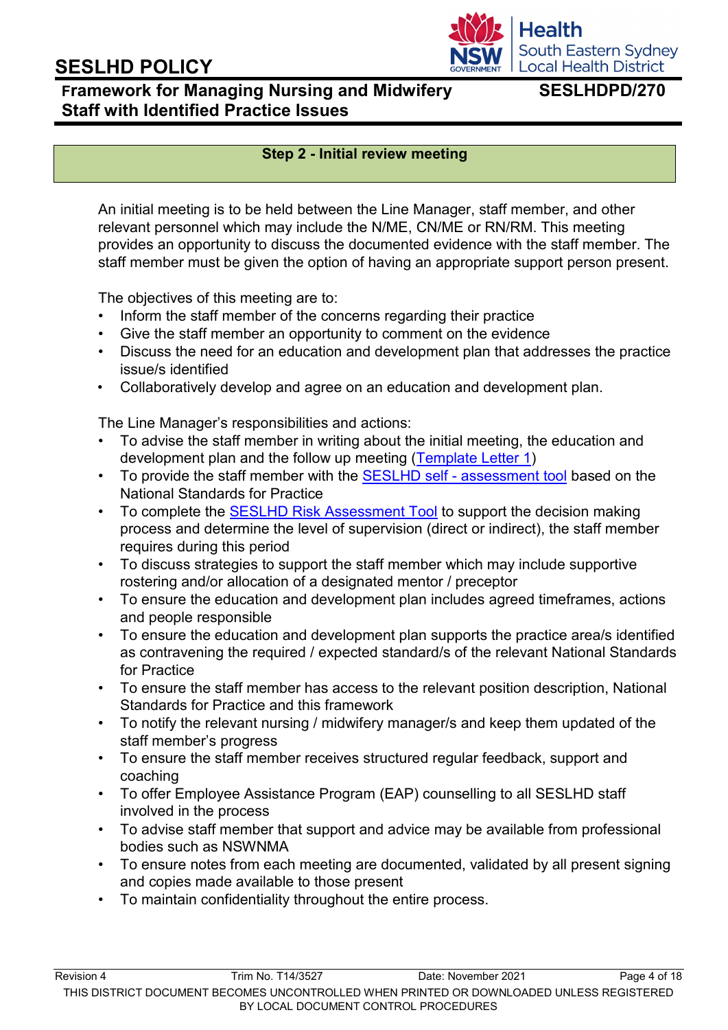## Step 2 - Initial review meeting

An initial meeting is to be held between the Line Manager, staff member, and other relevant personnel which may include the N/ME, CN/ME or RN/RM. This meeting provides an opportunity to discuss the documented evidence with the staff member. The staff member must be given the option of having an appropriate support person present.

The objectives of this meeting are to:

- Inform the staff member of the concerns regarding their practice
- Give the staff member an opportunity to comment on the evidence
- Discuss the need for an education and development plan that addresses the practice issue/s identified
- Collaboratively develop and agree on an education and development plan.

The Line Manager's responsibilities and actions:

- To advise the staff member in writing about the initial meeting, the education and development plan and the follow up meeting (Template Letter 1)
- To provide the staff member with the SESLHD self - assessment tool based on the National Standards for Practice
- To complete the SESLHD Risk Assessment Tool to support the decision making process and determine the level of supervision (direct or indirect), the staff member requires during this period
- To discuss strategies to support the staff member which may include supportive rostering and/or allocation of a designated mentor / preceptor
- To ensure the education and development plan includes agreed timeframes, actions and people responsible
- To ensure the education and development plan supports the practice area/s identified as contravening the required / expected standard/s of the relevant National Standards for Practice
- To ensure the staff member has access to the relevant position description, National Standards for Practice and this framework
- To notify the relevant nursing / midwifery manager/s and keep them updated of the staff member's progress
- To ensure the staff member receives structured regular feedback, support and coaching
- To offer Employee Assistance Program (EAP) counselling to all SESLHD staff involved in the process
- To advise staff member that support and advice may be available from professional bodies such as NSWNMA
- To ensure notes from each meeting are documented, validated by all present signing and copies made available to those present
- To maintain confidentiality throughout the entire process.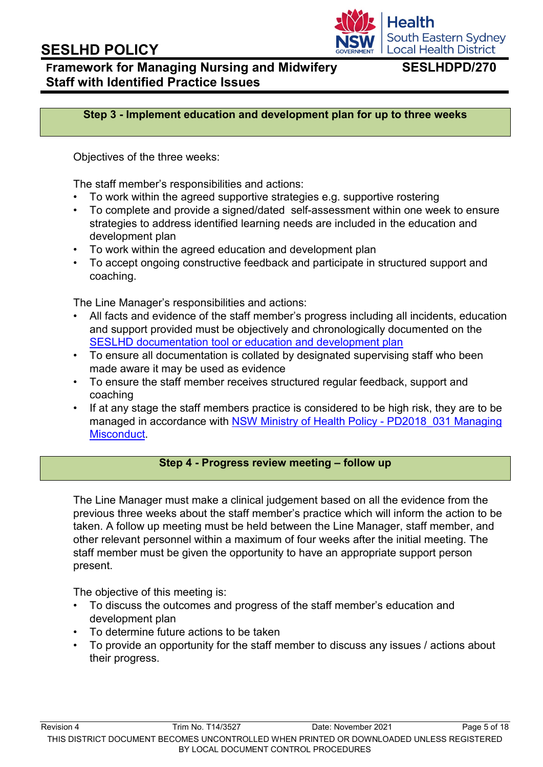## Step 3 - Implement education and development plan for up to three weeks

Objectives of the three weeks:

The staff member's responsibilities and actions:

- To work within the agreed supportive strategies e.g. supportive rostering
- To complete and provide a signed/dated self-assessment within one week to ensure strategies to address identified learning needs are included in the education and development plan
- To work within the agreed education and development plan
- To accept ongoing constructive feedback and participate in structured support and coaching.

The Line Manager's responsibilities and actions:

- All facts and evidence of the staff member's progress including all incidents, education and support provided must be objectively and chronologically documented on the SESLHD documentation tool or education and development plan
- To ensure all documentation is collated by designated supervising staff who been made aware it may be used as evidence
- To ensure the staff member receives structured regular feedback, support and coaching
- If at any stage the staff members practice is considered to be high risk, they are to be managed in accordance with NSW Ministry of Health Policy - PD2018_031 Managing Misconduct.

## Step 4 - Progress review meeting – follow up

The Line Manager must make a clinical judgement based on all the evidence from the previous three weeks about the staff member's practice which will inform the action to be taken. A follow up meeting must be held between the Line Manager, staff member, and other relevant personnel within a maximum of four weeks after the initial meeting. The staff member must be given the opportunity to have an appropriate support person present.

The objective of this meeting is:

- To discuss the outcomes and progress of the staff member's education and development plan
- To determine future actions to be taken
- To provide an opportunity for the staff member to discuss any issues / actions about their progress.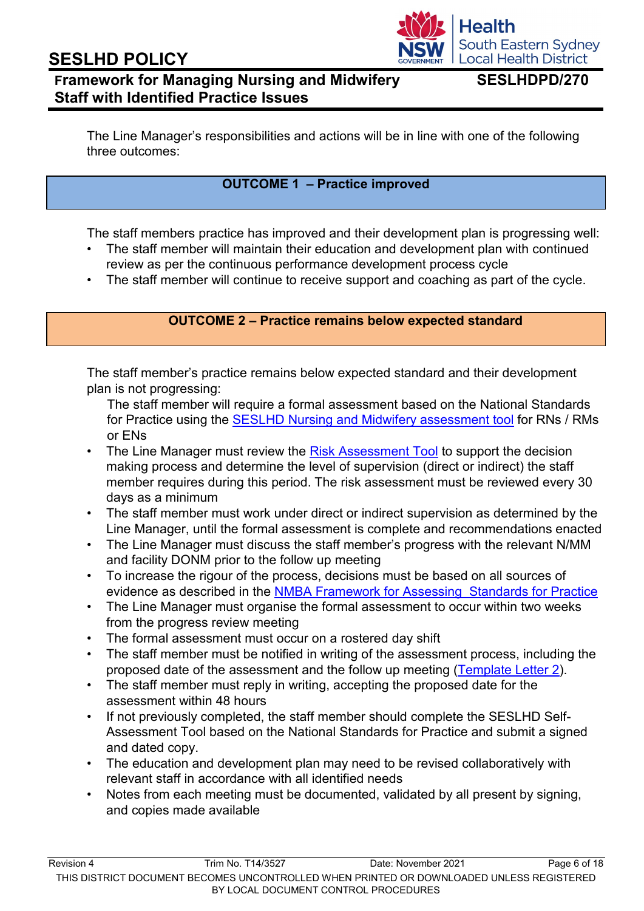The Line Manager's responsibilities and actions will be in line with one of the following three outcomes:

| OUTCOME 1 – Practice improved |
|---|

The staff members practice has improved and their development plan is progressing well:

- The staff member will maintain their education and development plan with continued review as per the continuous performance development process cycle
- The staff member will continue to receive support and coaching as part of the cycle.

| OUTCOME 2 – Practice remains below expected standard |
|---|

The staff member's practice remains below expected standard and their development plan is not progressing:

The staff member will require a formal assessment based on the National Standards for Practice using the SESLHD Nursing and Midwifery assessment tool for RNs / RMs or ENs

- The Line Manager must review the Risk Assessment Tool to support the decision making process and determine the level of supervision (direct or indirect) the staff member requires during this period. The risk assessment must be reviewed every 30 days as a minimum
- The staff member must work under direct or indirect supervision as determined by the Line Manager, until the formal assessment is complete and recommendations enacted
- The Line Manager must discuss the staff member's progress with the relevant N/MM and facility DONM prior to the follow up meeting
- To increase the rigour of the process, decisions must be based on all sources of evidence as described in the NMBA Framework for Assessing Standards for Practice
- The Line Manager must organise the formal assessment to occur within two weeks from the progress review meeting
- The formal assessment must occur on a rostered day shift
- The staff member must be notified in writing of the assessment process, including the proposed date of the assessment and the follow up meeting (Template Letter 2).
- The staff member must reply in writing, accepting the proposed date for the assessment within 48 hours
- If not previously completed, the staff member should complete the SESLHD Self-Assessment Tool based on the National Standards for Practice and submit a signed and dated copy.
- The education and development plan may need to be revised collaboratively with relevant staff in accordance with all identified needs
- Notes from each meeting must be documented, validated by all present by signing, and copies made available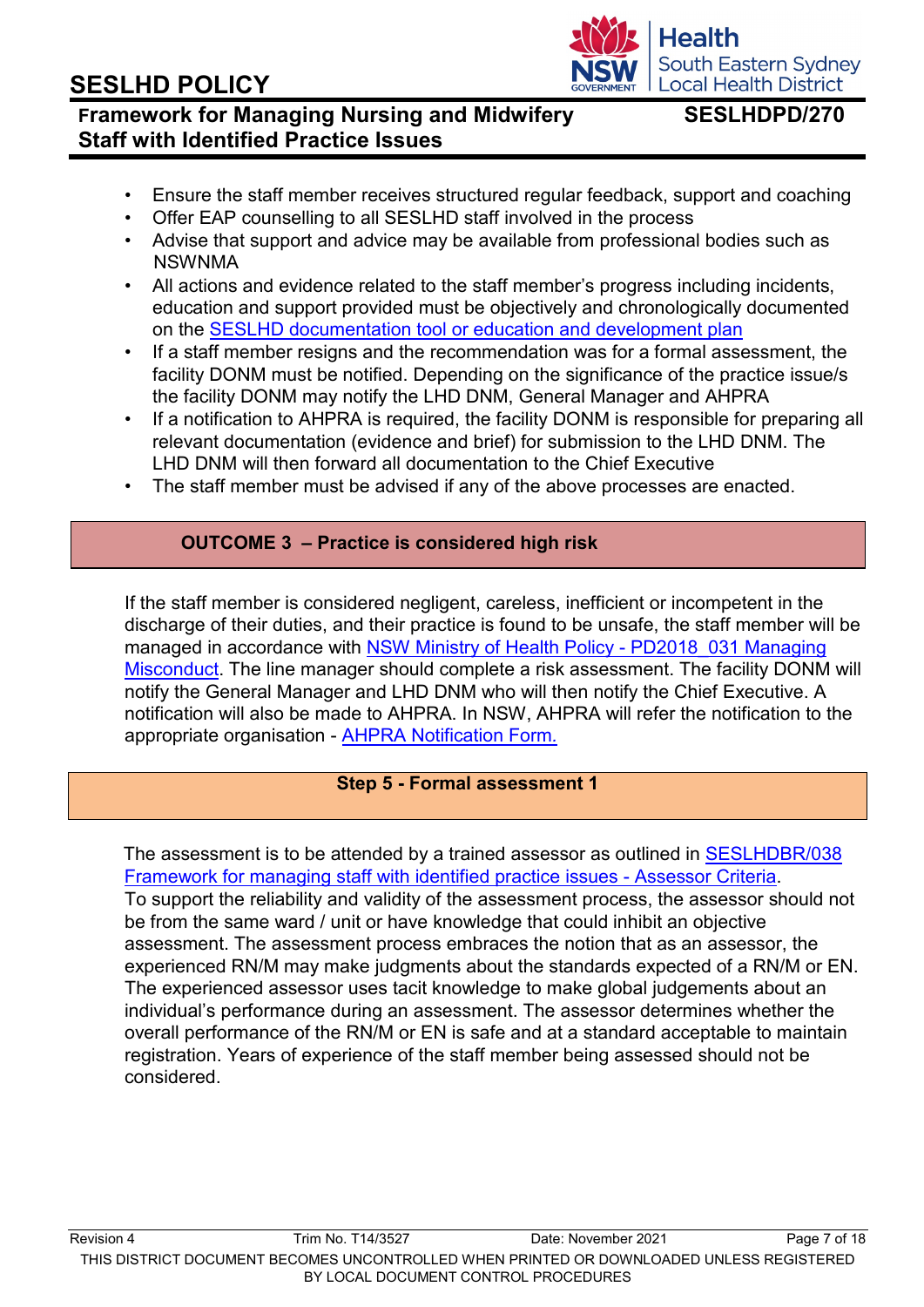- Ensure the staff member receives structured regular feedback, support and coaching
- Offer EAP counselling to all SESLHD staff involved in the process
- Advise that support and advice may be available from professional bodies such as NSWNMA
- All actions and evidence related to the staff member's progress including incidents, education and support provided must be objectively and chronologically documented on the [SESLHD documentation tool or education and development plan]
- If a staff member resigns and the recommendation was for a formal assessment, the facility DONM must be notified. Depending on the significance of the practice issue/s the facility DONM may notify the LHD DNM, General Manager and AHPRA
- If a notification to AHPRA is required, the facility DONM is responsible for preparing all relevant documentation (evidence and brief) for submission to the LHD DNM. The LHD DNM will then forward all documentation to the Chief Executive
- The staff member must be advised if any of the above processes are enacted.

## OUTCOME 3 – Practice is considered high risk

If the staff member is considered negligent, careless, inefficient or incompetent in the discharge of their duties, and their practice is found to be unsafe, the staff member will be managed in accordance with [NSW Ministry of Health Policy - PD2018_031 Managing Misconduct]. The line manager should complete a risk assessment. The facility DONM will notify the General Manager and LHD DNM who will then notify the Chief Executive. A notification will also be made to AHPRA. In NSW, AHPRA will refer the notification to the appropriate organisation - [AHPRA Notification Form.]

## Step 5 - Formal assessment 1

The assessment is to be attended by a trained assessor as outlined in [SESLHDBR/038 Framework for managing staff with identified practice issues - Assessor Criteria].
To support the reliability and validity of the assessment process, the assessor should not be from the same ward / unit or have knowledge that could inhibit an objective assessment. The assessment process embraces the notion that as an assessor, the experienced RN/M may make judgments about the standards expected of a RN/M or EN. The experienced assessor uses tacit knowledge to make global judgements about an individual's performance during an assessment. The assessor determines whether the overall performance of the RN/M or EN is safe and at a standard acceptable to maintain registration. Years of experience of the staff member being assessed should not be considered.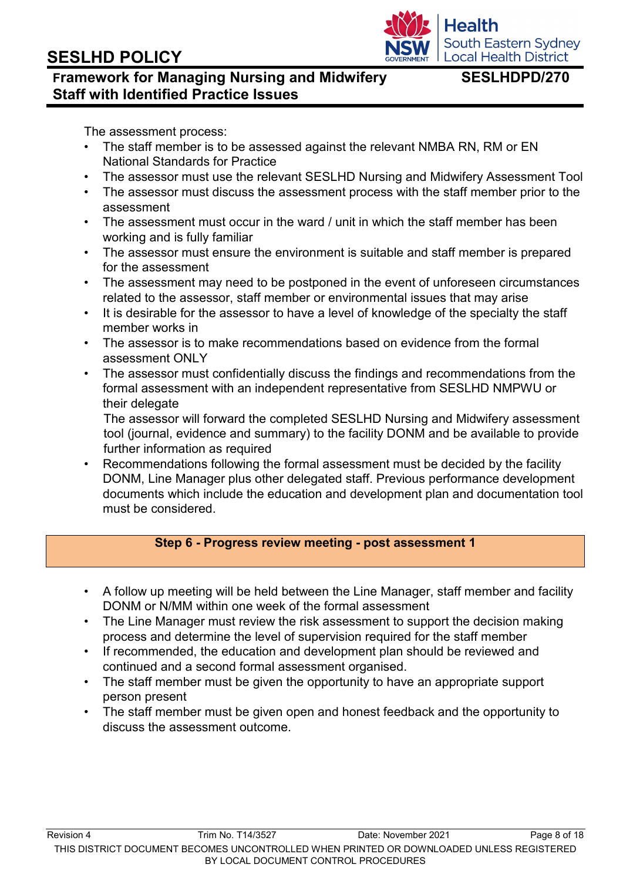The assessment process:

- The staff member is to be assessed against the relevant NMBA RN, RM or EN National Standards for Practice
- The assessor must use the relevant SESLHD Nursing and Midwifery Assessment Tool
- The assessor must discuss the assessment process with the staff member prior to the assessment
- The assessment must occur in the ward / unit in which the staff member has been working and is fully familiar
- The assessor must ensure the environment is suitable and staff member is prepared for the assessment
- The assessment may need to be postponed in the event of unforeseen circumstances related to the assessor, staff member or environmental issues that may arise
- It is desirable for the assessor to have a level of knowledge of the specialty the staff member works in
- The assessor is to make recommendations based on evidence from the formal assessment ONLY
- The assessor must confidentially discuss the findings and recommendations from the formal assessment with an independent representative from SESLHD NMPWU or their delegate
  The assessor will forward the completed SESLHD Nursing and Midwifery assessment tool (journal, evidence and summary) to the facility DONM and be available to provide further information as required
- Recommendations following the formal assessment must be decided by the facility DONM, Line Manager plus other delegated staff. Previous performance development documents which include the education and development plan and documentation tool must be considered.

**Step 6 - Progress review meeting - post assessment 1**

- A follow up meeting will be held between the Line Manager, staff member and facility DONM or N/MM within one week of the formal assessment
- The Line Manager must review the risk assessment to support the decision making process and determine the level of supervision required for the staff member
- If recommended, the education and development plan should be reviewed and continued and a second formal assessment organised.
- The staff member must be given the opportunity to have an appropriate support person present
- The staff member must be given open and honest feedback and the opportunity to discuss the assessment outcome.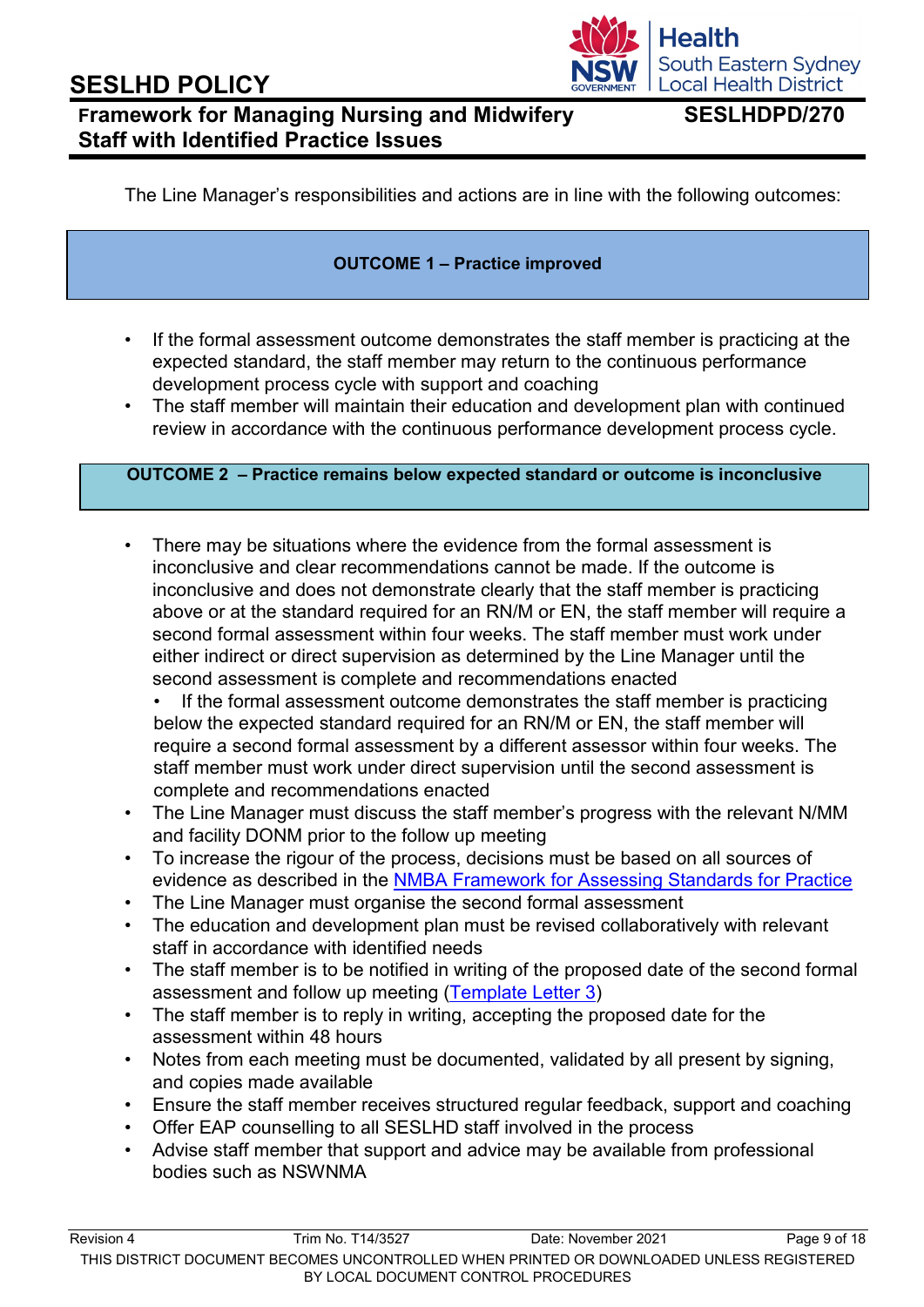The Line Manager's responsibilities and actions are in line with the following outcomes:

**OUTCOME 1 – Practice improved**

- If the formal assessment outcome demonstrates the staff member is practicing at the expected standard, the staff member may return to the continuous performance development process cycle with support and coaching
- The staff member will maintain their education and development plan with continued review in accordance with the continuous performance development process cycle.

**OUTCOME 2 – Practice remains below expected standard or outcome is inconclusive**

- There may be situations where the evidence from the formal assessment is inconclusive and clear recommendations cannot be made. If the outcome is inconclusive and does not demonstrate clearly that the staff member is practicing above or at the standard required for an RN/M or EN, the staff member will require a second formal assessment within four weeks. The staff member must work under either indirect or direct supervision as determined by the Line Manager until the second assessment is complete and recommendations enacted
  - If the formal assessment outcome demonstrates the staff member is practicing below the expected standard required for an RN/M or EN, the staff member will require a second formal assessment by a different assessor within four weeks. The staff member must work under direct supervision until the second assessment is complete and recommendations enacted
- The Line Manager must discuss the staff member's progress with the relevant N/MM and facility DONM prior to the follow up meeting
- To increase the rigour of the process, decisions must be based on all sources of evidence as described in the NMBA Framework for Assessing Standards for Practice
- The Line Manager must organise the second formal assessment
- The education and development plan must be revised collaboratively with relevant staff in accordance with identified needs
- The staff member is to be notified in writing of the proposed date of the second formal assessment and follow up meeting (Template Letter 3)
- The staff member is to reply in writing, accepting the proposed date for the assessment within 48 hours
- Notes from each meeting must be documented, validated by all present by signing, and copies made available
- Ensure the staff member receives structured regular feedback, support and coaching
- Offer EAP counselling to all SESLHD staff involved in the process
- Advise staff member that support and advice may be available from professional bodies such as NSWNMA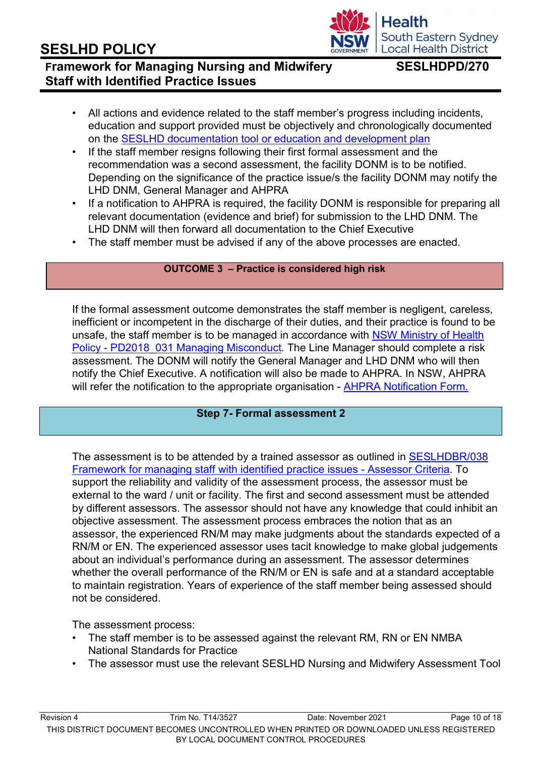- All actions and evidence related to the staff member's progress including incidents, education and support provided must be objectively and chronologically documented on the [SESLHD documentation tool or education and development plan](#)
- If the staff member resigns following their first formal assessment and the recommendation was a second assessment, the facility DONM is to be notified. Depending on the significance of the practice issue/s the facility DONM may notify the LHD DNM, General Manager and AHPRA
- If a notification to AHPRA is required, the facility DONM is responsible for preparing all relevant documentation (evidence and brief) for submission to the LHD DNM. The LHD DNM will then forward all documentation to the Chief Executive
- The staff member must be advised if any of the above processes are enacted.

**OUTCOME 3 – Practice is considered high risk**

If the formal assessment outcome demonstrates the staff member is negligent, careless, inefficient or incompetent in the discharge of their duties, and their practice is found to be unsafe, the staff member is to be managed in accordance with [NSW Ministry of Health Policy - PD2018_031 Managing Misconduct](#)*.* The Line Manager should complete a risk assessment. The DONM will notify the General Manager and LHD DNM who will then notify the Chief Executive. A notification will also be made to AHPRA. In NSW, AHPRA will refer the notification to the appropriate organisation - [AHPRA Notification Form.](#)

**Step 7- Formal assessment 2**

The assessment is to be attended by a trained assessor as outlined in [SESLHDBR/038 Framework for managing staff with identified practice issues - Assessor Criteria](#). To support the reliability and validity of the assessment process, the assessor must be external to the ward / unit or facility. The first and second assessment must be attended by different assessors. The assessor should not have any knowledge that could inhibit an objective assessment. The assessment process embraces the notion that as an assessor, the experienced RN/M may make judgments about the standards expected of a RN/M or EN. The experienced assessor uses tacit knowledge to make global judgements about an individual's performance during an assessment. The assessor determines whether the overall performance of the RN/M or EN is safe and at a standard acceptable to maintain registration. Years of experience of the staff member being assessed should not be considered.

The assessment process:

- The staff member is to be assessed against the relevant RM, RN or EN NMBA National Standards for Practice
- The assessor must use the relevant SESLHD Nursing and Midwifery Assessment Tool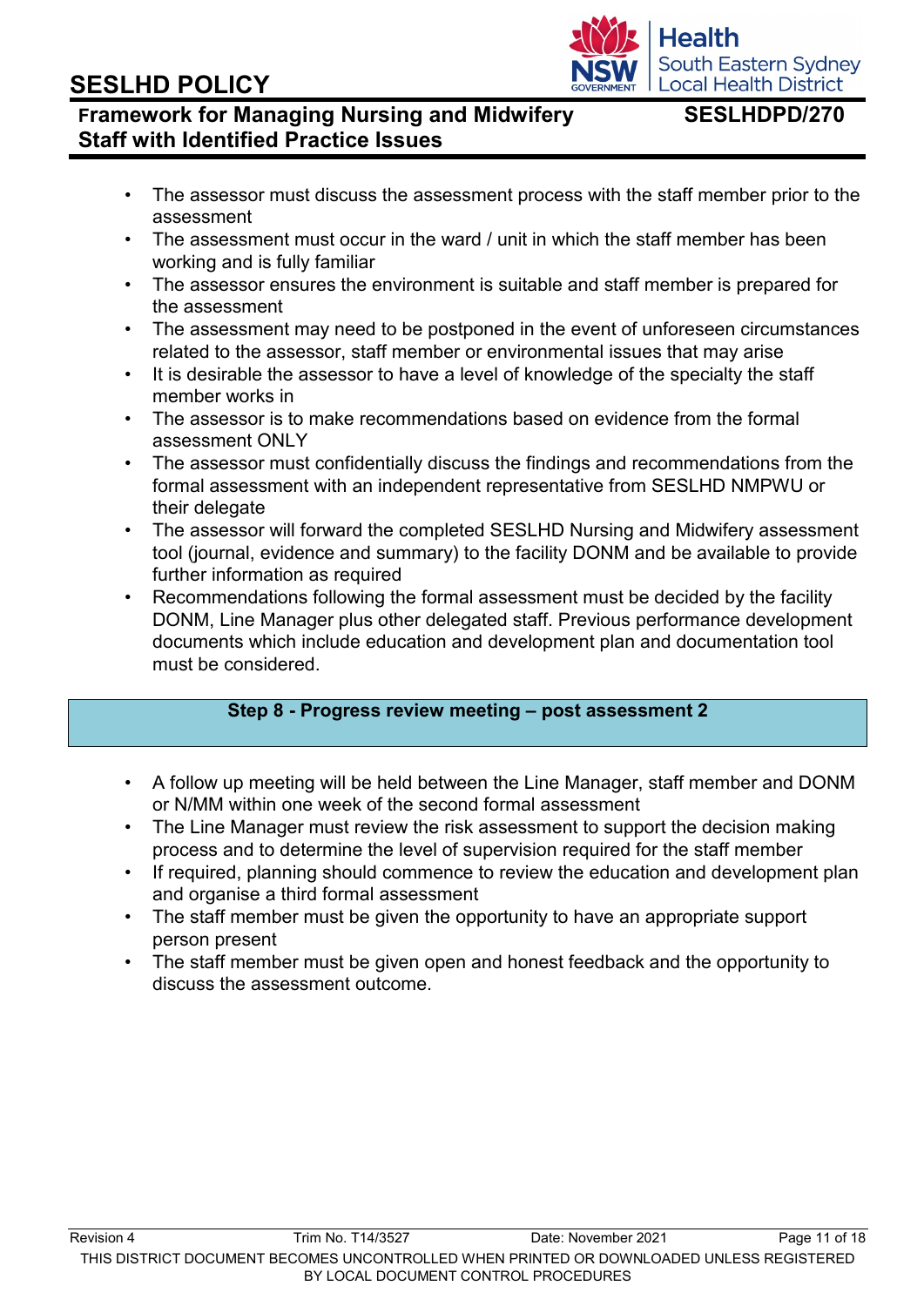- The assessor must discuss the assessment process with the staff member prior to the assessment
- The assessment must occur in the ward / unit in which the staff member has been working and is fully familiar
- The assessor ensures the environment is suitable and staff member is prepared for the assessment
- The assessment may need to be postponed in the event of unforeseen circumstances related to the assessor, staff member or environmental issues that may arise
- It is desirable the assessor to have a level of knowledge of the specialty the staff member works in
- The assessor is to make recommendations based on evidence from the formal assessment ONLY
- The assessor must confidentially discuss the findings and recommendations from the formal assessment with an independent representative from SESLHD NMPWU or their delegate
- The assessor will forward the completed SESLHD Nursing and Midwifery assessment tool (journal, evidence and summary) to the facility DONM and be available to provide further information as required
- Recommendations following the formal assessment must be decided by the facility DONM, Line Manager plus other delegated staff. Previous performance development documents which include education and development plan and documentation tool must be considered.

## Step 8 - Progress review meeting – post assessment 2

- A follow up meeting will be held between the Line Manager, staff member and DONM or N/MM within one week of the second formal assessment
- The Line Manager must review the risk assessment to support the decision making process and to determine the level of supervision required for the staff member
- If required, planning should commence to review the education and development plan and organise a third formal assessment
- The staff member must be given the opportunity to have an appropriate support person present
- The staff member must be given open and honest feedback and the opportunity to discuss the assessment outcome.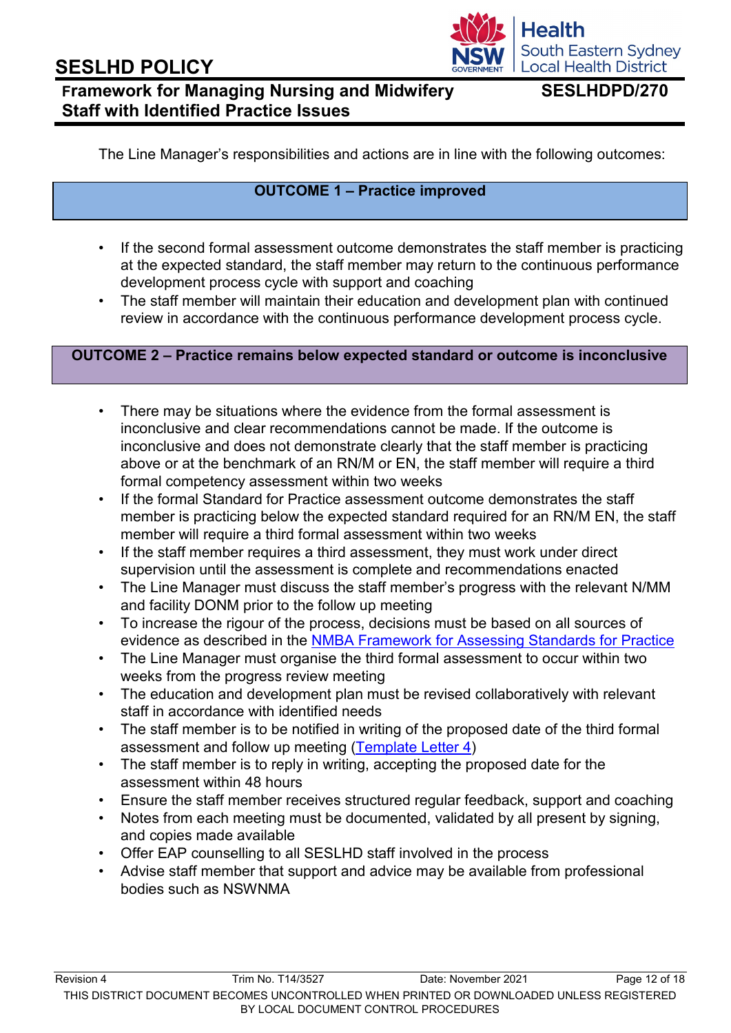The Line Manager's responsibilities and actions are in line with the following outcomes:

**OUTCOME 1 – Practice improved**

- If the second formal assessment outcome demonstrates the staff member is practicing at the expected standard, the staff member may return to the continuous performance development process cycle with support and coaching
- The staff member will maintain their education and development plan with continued review in accordance with the continuous performance development process cycle.

**OUTCOME 2 – Practice remains below expected standard or outcome is inconclusive**

- There may be situations where the evidence from the formal assessment is inconclusive and clear recommendations cannot be made. If the outcome is inconclusive and does not demonstrate clearly that the staff member is practicing above or at the benchmark of an RN/M or EN, the staff member will require a third formal competency assessment within two weeks
- If the formal Standard for Practice assessment outcome demonstrates the staff member is practicing below the expected standard required for an RN/M EN, the staff member will require a third formal assessment within two weeks
- If the staff member requires a third assessment, they must work under direct supervision until the assessment is complete and recommendations enacted
- The Line Manager must discuss the staff member's progress with the relevant N/MM and facility DONM prior to the follow up meeting
- To increase the rigour of the process, decisions must be based on all sources of evidence as described in the NMBA Framework for Assessing Standards for Practice
- The Line Manager must organise the third formal assessment to occur within two weeks from the progress review meeting
- The education and development plan must be revised collaboratively with relevant staff in accordance with identified needs
- The staff member is to be notified in writing of the proposed date of the third formal assessment and follow up meeting (Template Letter 4)
- The staff member is to reply in writing, accepting the proposed date for the assessment within 48 hours
- Ensure the staff member receives structured regular feedback, support and coaching
- Notes from each meeting must be documented, validated by all present by signing, and copies made available
- Offer EAP counselling to all SESLHD staff involved in the process
- Advise staff member that support and advice may be available from professional bodies such as NSWNMA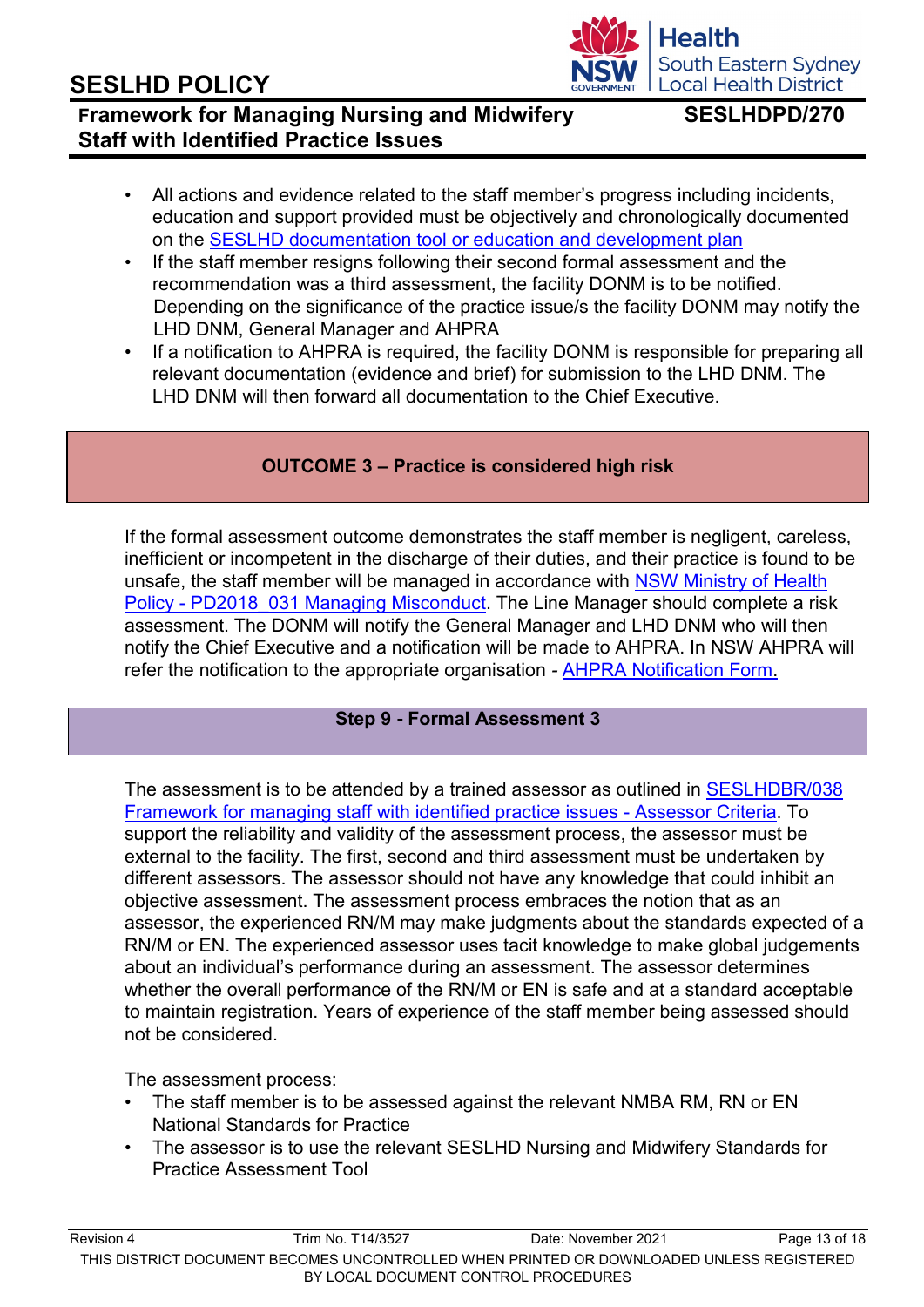- All actions and evidence related to the staff member's progress including incidents, education and support provided must be objectively and chronologically documented on the [SESLHD documentation tool or education and development plan](#)
- If the staff member resigns following their second formal assessment and the recommendation was a third assessment, the facility DONM is to be notified. Depending on the significance of the practice issue/s the facility DONM may notify the LHD DNM, General Manager and AHPRA
- If a notification to AHPRA is required, the facility DONM is responsible for preparing all relevant documentation (evidence and brief) for submission to the LHD DNM. The LHD DNM will then forward all documentation to the Chief Executive.

## OUTCOME 3 – Practice is considered high risk

If the formal assessment outcome demonstrates the staff member is negligent, careless, inefficient or incompetent in the discharge of their duties, and their practice is found to be unsafe, the staff member will be managed in accordance with [NSW Ministry of Health Policy - PD2018_031 Managing Misconduct](#). The Line Manager should complete a risk assessment. The DONM will notify the General Manager and LHD DNM who will then notify the Chief Executive and a notification will be made to AHPRA. In NSW AHPRA will refer the notification to the appropriate organisation - [AHPRA Notification Form.](#)

## Step 9 - Formal Assessment 3

The assessment is to be attended by a trained assessor as outlined in [SESLHDBR/038 Framework for managing staff with identified practice issues - Assessor Criteria](#). To support the reliability and validity of the assessment process, the assessor must be external to the facility. The first, second and third assessment must be undertaken by different assessors. The assessor should not have any knowledge that could inhibit an objective assessment. The assessment process embraces the notion that as an assessor, the experienced RN/M may make judgments about the standards expected of a RN/M or EN. The experienced assessor uses tacit knowledge to make global judgements about an individual's performance during an assessment. The assessor determines whether the overall performance of the RN/M or EN is safe and at a standard acceptable to maintain registration. Years of experience of the staff member being assessed should not be considered.

The assessment process:

- The staff member is to be assessed against the relevant NMBA RM, RN or EN National Standards for Practice
- The assessor is to use the relevant SESLHD Nursing and Midwifery Standards for Practice Assessment Tool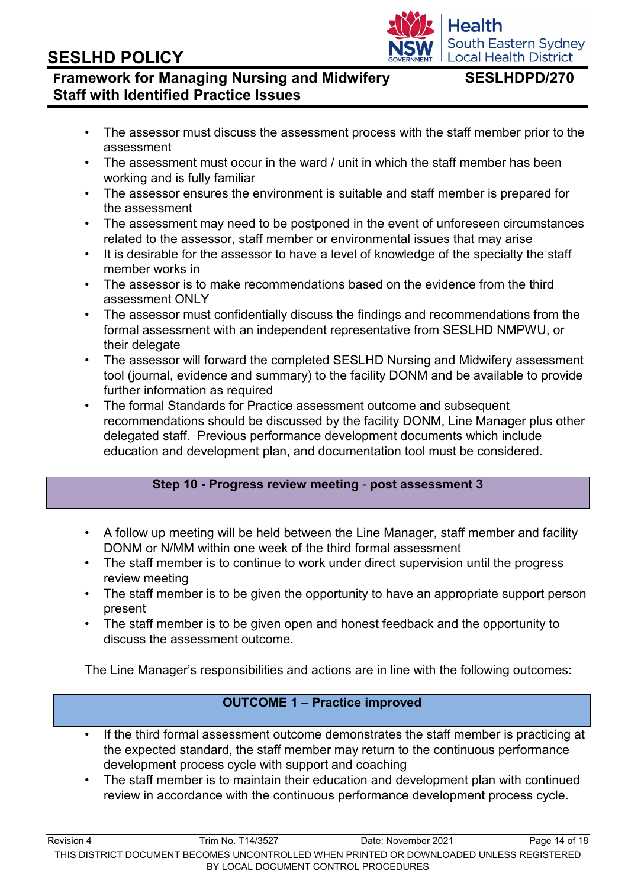- The assessor must discuss the assessment process with the staff member prior to the assessment
- The assessment must occur in the ward / unit in which the staff member has been working and is fully familiar
- The assessor ensures the environment is suitable and staff member is prepared for the assessment
- The assessment may need to be postponed in the event of unforeseen circumstances related to the assessor, staff member or environmental issues that may arise
- It is desirable for the assessor to have a level of knowledge of the specialty the staff member works in
- The assessor is to make recommendations based on the evidence from the third assessment ONLY
- The assessor must confidentially discuss the findings and recommendations from the formal assessment with an independent representative from SESLHD NMPWU, or their delegate
- The assessor will forward the completed SESLHD Nursing and Midwifery assessment tool (journal, evidence and summary) to the facility DONM and be available to provide further information as required
- The formal Standards for Practice assessment outcome and subsequent recommendations should be discussed by the facility DONM, Line Manager plus other delegated staff. Previous performance development documents which include education and development plan, and documentation tool must be considered.

## Step 10 - Progress review meeting - post assessment 3

- A follow up meeting will be held between the Line Manager, staff member and facility DONM or N/MM within one week of the third formal assessment
- The staff member is to continue to work under direct supervision until the progress review meeting
- The staff member is to be given the opportunity to have an appropriate support person present
- The staff member is to be given open and honest feedback and the opportunity to discuss the assessment outcome.

The Line Manager's responsibilities and actions are in line with the following outcomes:

## OUTCOME 1 – Practice improved

- If the third formal assessment outcome demonstrates the staff member is practicing at the expected standard, the staff member may return to the continuous performance development process cycle with support and coaching
- The staff member is to maintain their education and development plan with continued review in accordance with the continuous performance development process cycle.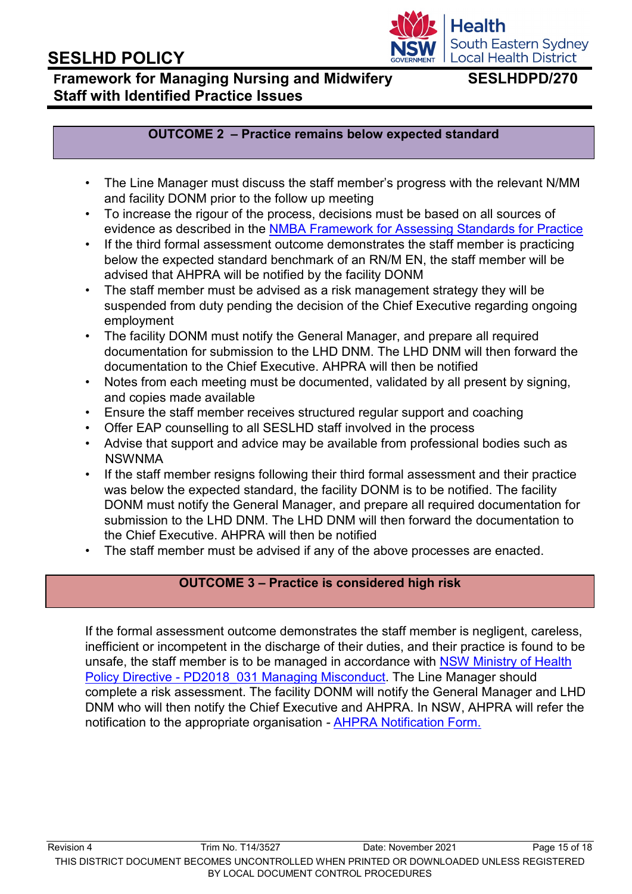## OUTCOME 2 – Practice remains below expected standard

- The Line Manager must discuss the staff member's progress with the relevant N/MM and facility DONM prior to the follow up meeting
- To increase the rigour of the process, decisions must be based on all sources of evidence as described in the [NMBA Framework for Assessing Standards for Practice]
- If the third formal assessment outcome demonstrates the staff member is practicing below the expected standard benchmark of an RN/M EN, the staff member will be advised that AHPRA will be notified by the facility DONM
- The staff member must be advised as a risk management strategy they will be suspended from duty pending the decision of the Chief Executive regarding ongoing employment
- The facility DONM must notify the General Manager, and prepare all required documentation for submission to the LHD DNM. The LHD DNM will then forward the documentation to the Chief Executive. AHPRA will then be notified
- Notes from each meeting must be documented, validated by all present by signing, and copies made available
- Ensure the staff member receives structured regular support and coaching
- Offer EAP counselling to all SESLHD staff involved in the process
- Advise that support and advice may be available from professional bodies such as NSWNMA
- If the staff member resigns following their third formal assessment and their practice was below the expected standard, the facility DONM is to be notified. The facility DONM must notify the General Manager, and prepare all required documentation for submission to the LHD DNM. The LHD DNM will then forward the documentation to the Chief Executive. AHPRA will then be notified
- The staff member must be advised if any of the above processes are enacted.

## OUTCOME 3 – Practice is considered high risk

If the formal assessment outcome demonstrates the staff member is negligent, careless, inefficient or incompetent in the discharge of their duties, and their practice is found to be unsafe, the staff member is to be managed in accordance with [NSW Ministry of Health Policy Directive - PD2018_031 Managing Misconduct]. The Line Manager should complete a risk assessment. The facility DONM will notify the General Manager and LHD DNM who will then notify the Chief Executive and AHPRA. In NSW, AHPRA will refer the notification to the appropriate organisation - [AHPRA Notification Form.]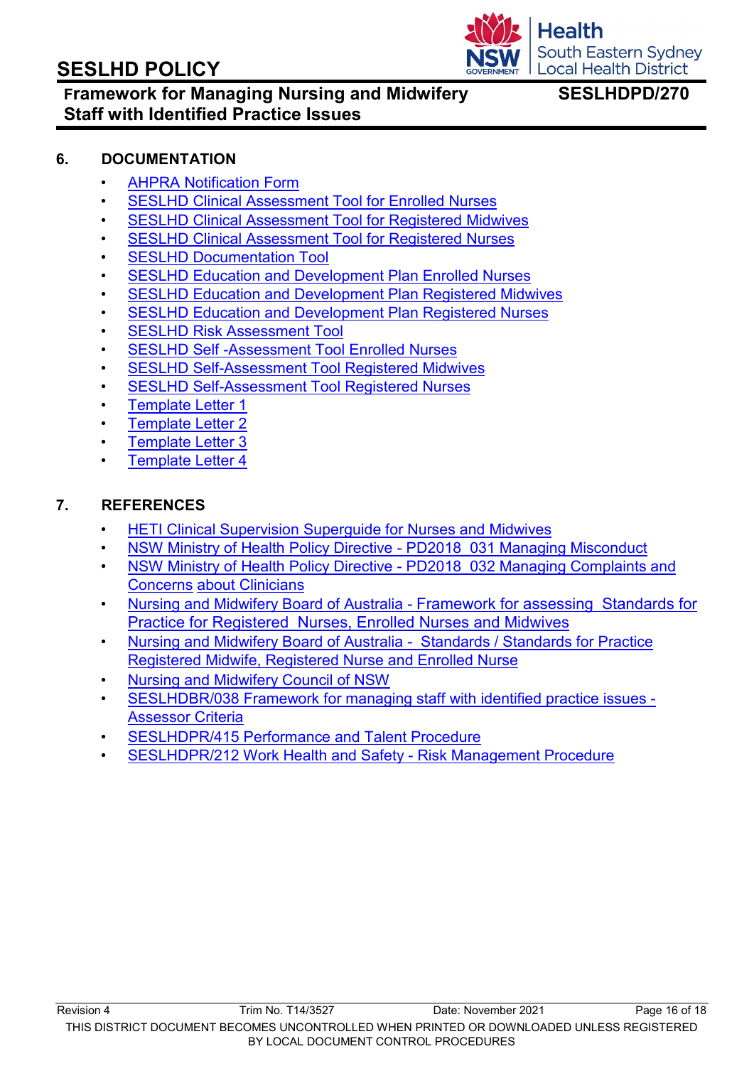## 6. DOCUMENTATION

- AHPRA Notification Form
- SESLHD Clinical Assessment Tool for Enrolled Nurses
- SESLHD Clinical Assessment Tool for Registered Midwives
- SESLHD Clinical Assessment Tool for Registered Nurses
- SESLHD Documentation Tool
- SESLHD Education and Development Plan Enrolled Nurses
- SESLHD Education and Development Plan Registered Midwives
- SESLHD Education and Development Plan Registered Nurses
- SESLHD Risk Assessment Tool
- SESLHD Self -Assessment Tool Enrolled Nurses
- SESLHD Self-Assessment Tool Registered Midwives
- SESLHD Self-Assessment Tool Registered Nurses
- Template Letter 1
- Template Letter 2
- Template Letter 3
- Template Letter 4

## 7. REFERENCES

- HETI Clinical Supervision Superguide for Nurses and Midwives
- NSW Ministry of Health Policy Directive - PD2018_031 Managing Misconduct
- NSW Ministry of Health Policy Directive - PD2018_032 Managing Complaints and Concerns about Clinicians
- Nursing and Midwifery Board of Australia - Framework for assessing Standards for Practice for Registered Nurses, Enrolled Nurses and Midwives
- Nursing and Midwifery Board of Australia - Standards / Standards for Practice Registered Midwife, Registered Nurse and Enrolled Nurse
- Nursing and Midwifery Council of NSW
- SESLHDBR/038 Framework for managing staff with identified practice issues - Assessor Criteria
- SESLHDPR/415 Performance and Talent Procedure
- SESLHDPR/212 Work Health and Safety - Risk Management Procedure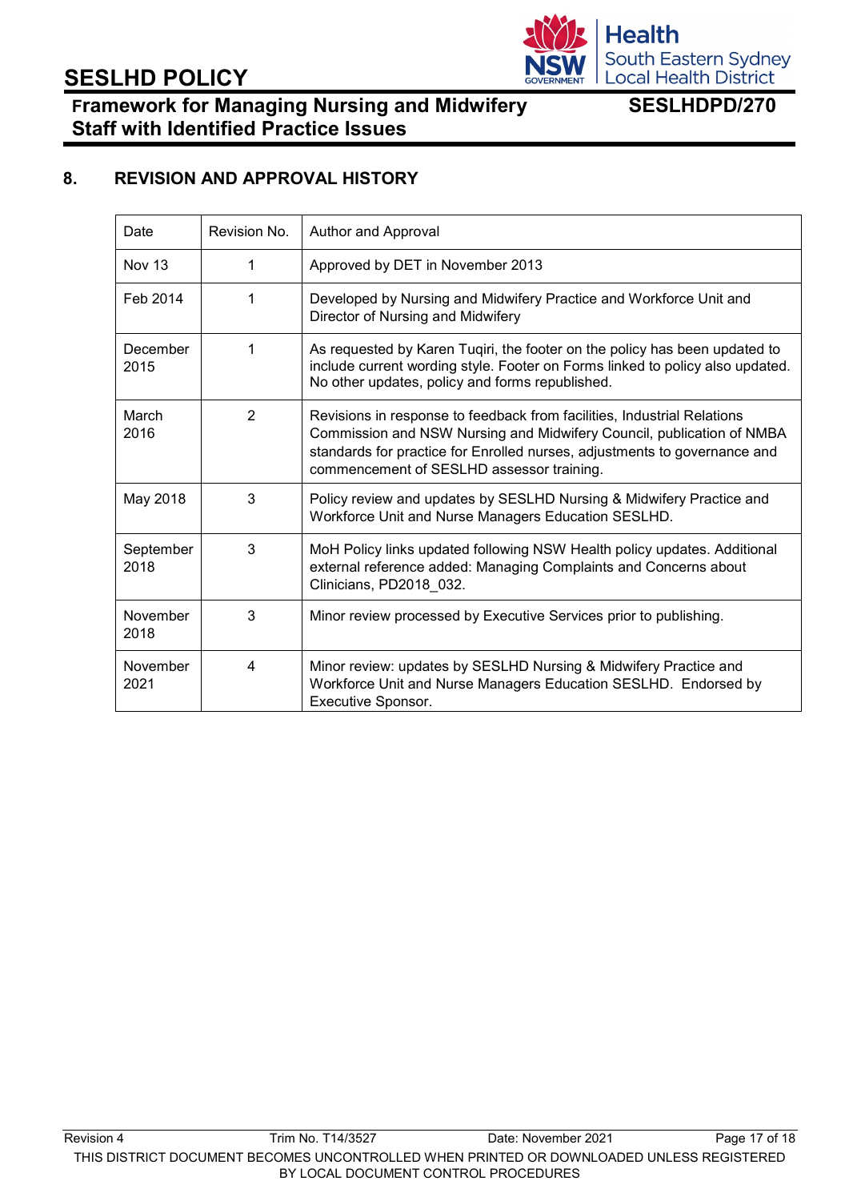## 8. REVISION AND APPROVAL HISTORY

| Date | Revision No. | Author and Approval |
|---|---|---|
| Nov 13 | 1 | Approved by DET in November 2013 |
| Feb 2014 | 1 | Developed by Nursing and Midwifery Practice and Workforce Unit and Director of Nursing and Midwifery |
| December 2015 | 1 | As requested by Karen Tuqiri, the footer on the policy has been updated to include current wording style. Footer on Forms linked to policy also updated. No other updates, policy and forms republished. |
| March 2016 | 2 | Revisions in response to feedback from facilities, Industrial Relations Commission and NSW Nursing and Midwifery Council, publication of NMBA standards for practice for Enrolled nurses, adjustments to governance and commencement of SESLHD assessor training. |
| May 2018 | 3 | Policy review and updates by SESLHD Nursing & Midwifery Practice and Workforce Unit and Nurse Managers Education SESLHD. |
| September 2018 | 3 | MoH Policy links updated following NSW Health policy updates. Additional external reference added: Managing Complaints and Concerns about Clinicians, PD2018_032. |
| November 2018 | 3 | Minor review processed by Executive Services prior to publishing. |
| November 2021 | 4 | Minor review: updates by SESLHD Nursing & Midwifery Practice and Workforce Unit and Nurse Managers Education SESLHD. Endorsed by Executive Sponsor. |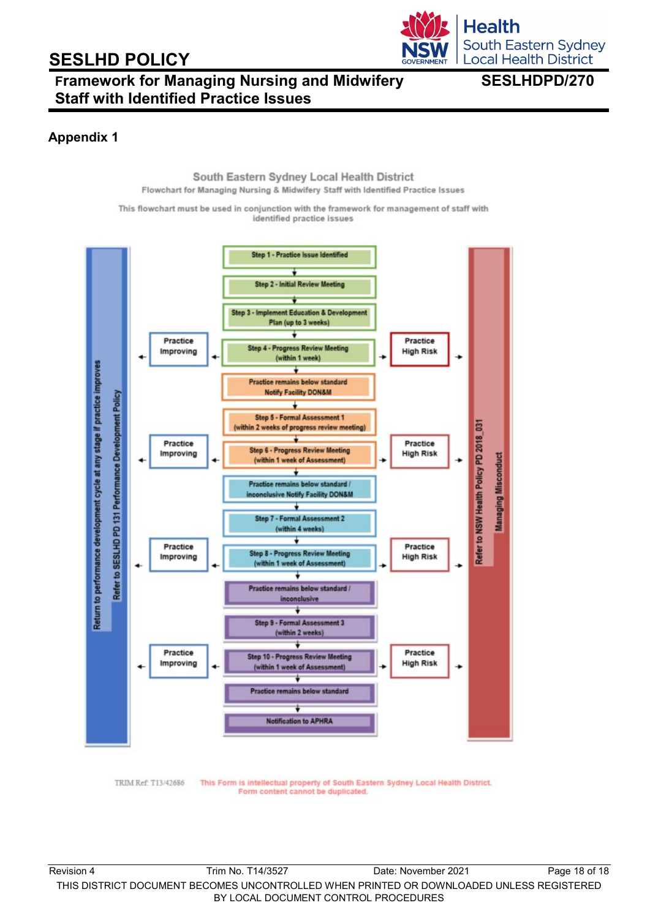## Appendix 1

South Eastern Sydney Local Health District

Flowchart for Managing Nursing & Midwifery Staff with Identified Practice Issues

This flowchart must be used in conjunction with the framework for management of staff with identified practice issues

Step 1 - Practice Issue Identified

Step 2 - Initial Review Meeting

Step 3 - Implement Education & Development Plan (up to 3 weeks)

Step 4 - Progress Review Meeting (within 1 week)

Practice Improving

Practice High Risk

Practice remains below standard Notify Facility DON&M

Step 5 - Formal Assessment 1 (within 2 weeks of progress review meeting)

Step 6 - Progress Review Meeting (within 1 week of Assessment)

Practice Improving

Practice High Risk

Practice remains below standard / inconclusive Notify Facility DON&M

Step 7 - Formal Assessment 2 (within 4 weeks)

Step 8 - Progress Review Meeting (within 1 week of Assessment)

Practice Improving

Practice High Risk

Practice remains below standard / inconclusive

Step 9 - Formal Assessment 3 (within 2 weeks)

Step 10 - Progress Review Meeting (within 1 week of Assessment)

Practice Improving

Practice High Risk

Practice remains below standard

Notification to APHRA

Return to performance development cycle at any stage if practice improves

Refer to SESLHD PD 131 Performance Development Policy

Refer to NSW Health Policy PD 2018_031

Managing Misconduct

TRIM Ref: T13/42686

This Form is intellectual property of South Eastern Sydney Local Health District. Form content cannot be duplicated.